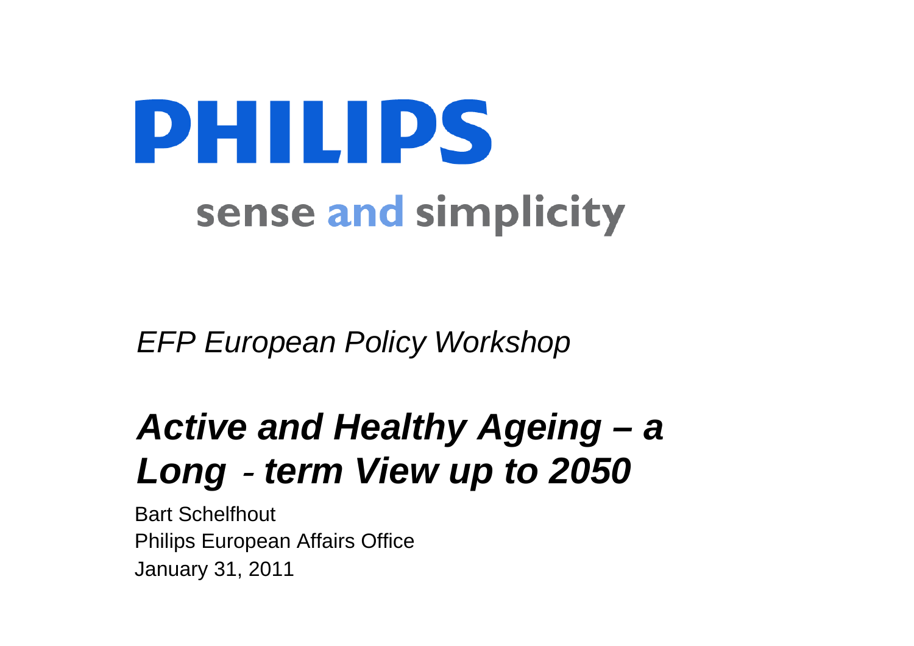PHILIPS

sense and simplicity

*EFP European Policy Workshop*

# *Active and Healthy Ageing – a Long - term View up to 2050*

Bart Schelfhout
Philips European Affairs Office
January 31, 2011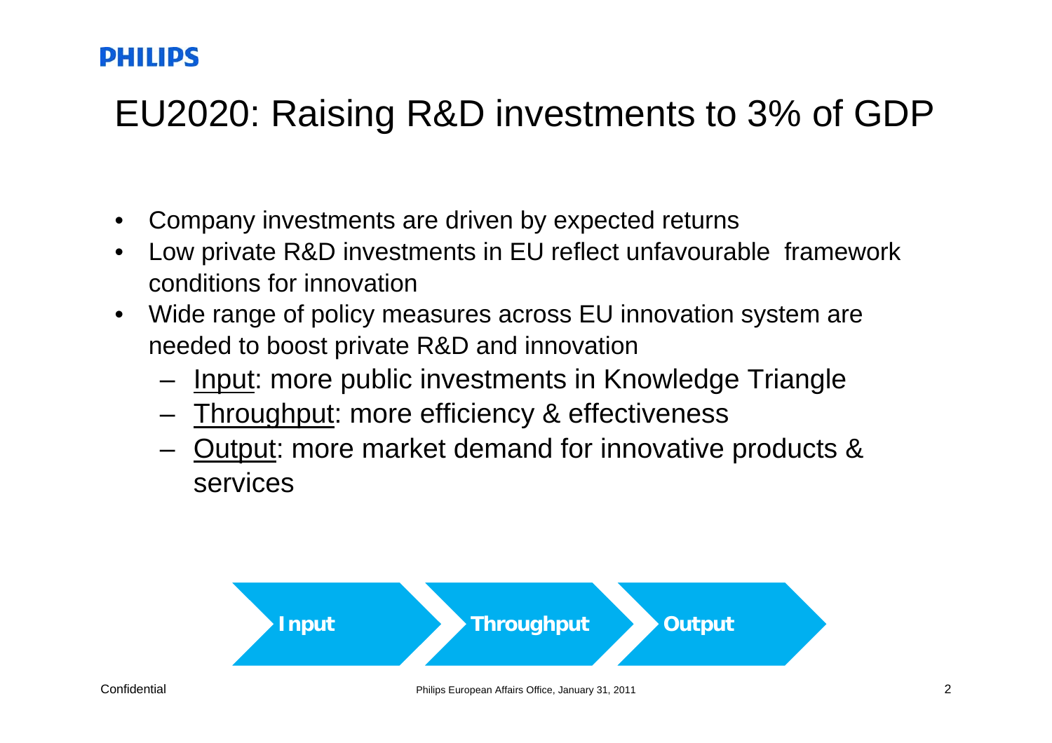# EU2020: Raising R&D investments to 3% of GDP

- Company investments are driven by expected returns
- Low private R&D investments in EU reflect unfavourable framework conditions for innovation
- Wide range of policy measures across EU innovation system are needed to boost private R&D and innovation
  - Input: more public investments in Knowledge Triangle
  - Throughput: more efficiency & effectiveness
  - Output: more market demand for innovative products & services

**Input** → **Throughput** → **Output**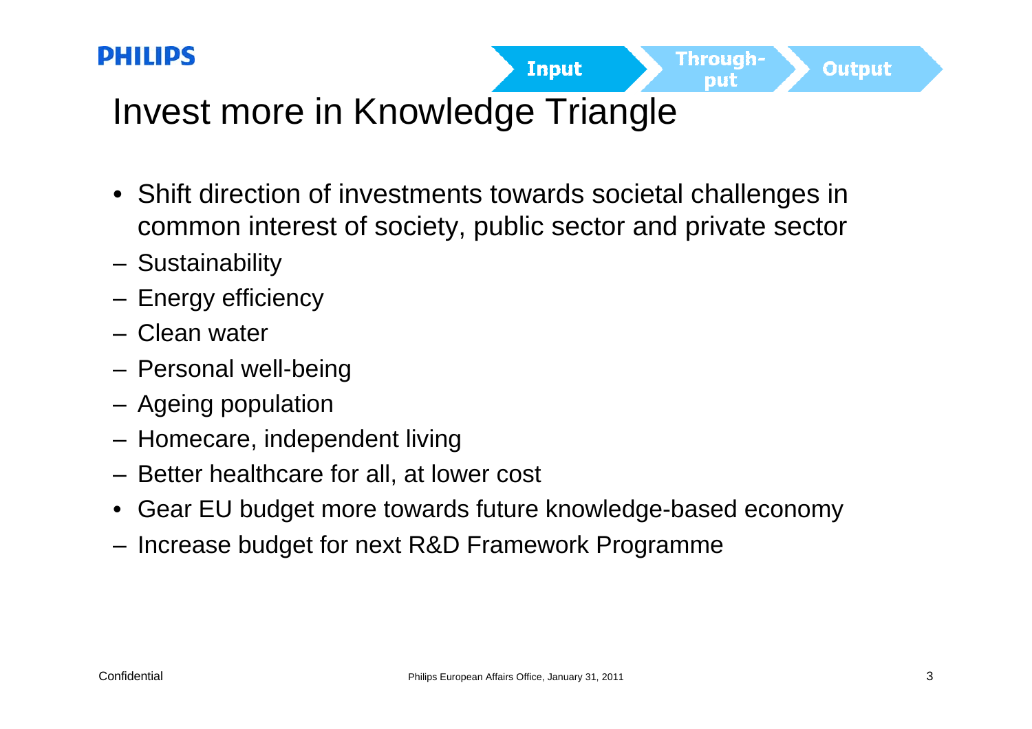Input | Through-put | Output

# Invest more in Knowledge Triangle

- Shift direction of investments towards societal challenges in common interest of society, public sector and private sector
  - Sustainability
  - Energy efficiency
  - Clean water
  - Personal well-being
  - Ageing population
  - Homecare, independent living
  - Better healthcare for all, at lower cost
- Gear EU budget more towards future knowledge-based economy
  - Increase budget for next R&D Framework Programme

Confidential

Philips European Affairs Office, January 31, 2011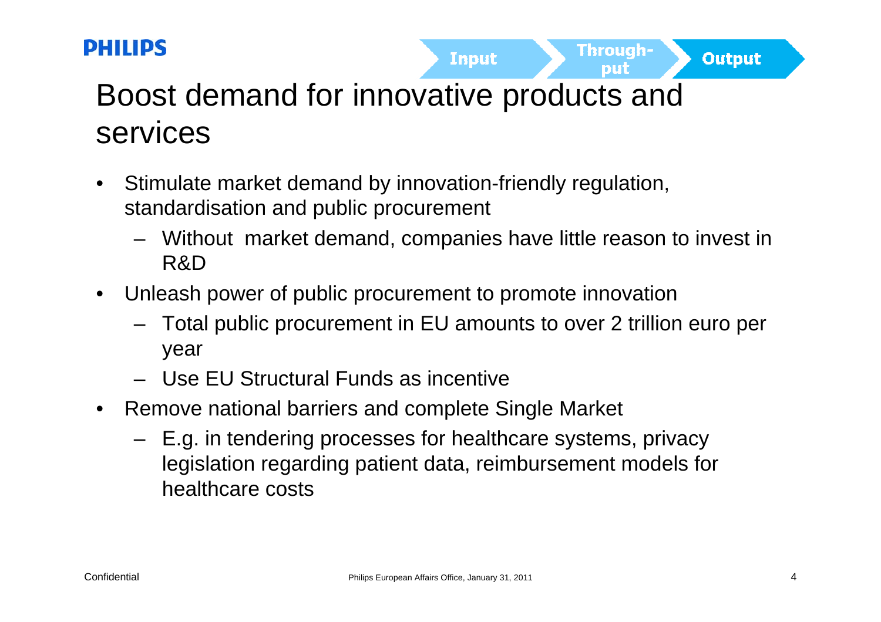# Boost demand for innovative products and services

- Stimulate market demand by innovation-friendly regulation, standardisation and public procurement
  - Without market demand, companies have little reason to invest in R&D
- Unleash power of public procurement to promote innovation
  - Total public procurement in EU amounts to over 2 trillion euro per year
  - Use EU Structural Funds as incentive
- Remove national barriers and complete Single Market
  - E.g. in tendering processes for healthcare systems, privacy legislation regarding patient data, reimbursement models for healthcare costs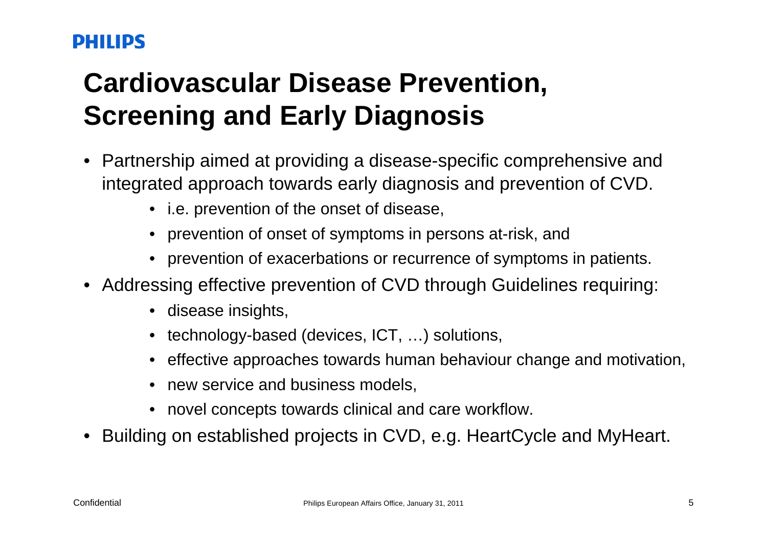# Cardiovascular Disease Prevention, Screening and Early Diagnosis

- Partnership aimed at providing a disease-specific comprehensive and integrated approach towards early diagnosis and prevention of CVD.
  - i.e. prevention of the onset of disease,
  - prevention of onset of symptoms in persons at-risk, and
  - prevention of exacerbations or recurrence of symptoms in patients.
- Addressing effective prevention of CVD through Guidelines requiring:
  - disease insights,
  - technology-based (devices, ICT, …) solutions,
  - effective approaches towards human behaviour change and motivation,
  - new service and business models,
  - novel concepts towards clinical and care workflow.
- Building on established projects in CVD, e.g. HeartCycle and MyHeart.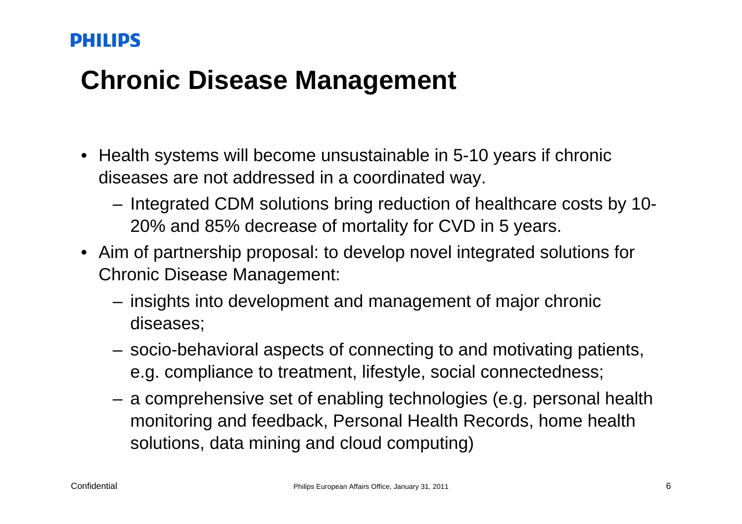# Chronic Disease Management

- Health systems will become unsustainable in 5-10 years if chronic diseases are not addressed in a coordinated way.
  - Integrated CDM solutions bring reduction of healthcare costs by 10-20% and 85% decrease of mortality for CVD in 5 years.
- Aim of partnership proposal: to develop novel integrated solutions for Chronic Disease Management:
  - insights into development and management of major chronic diseases;
  - socio-behavioral aspects of connecting to and motivating patients, e.g. compliance to treatment, lifestyle, social connectedness;
  - a comprehensive set of enabling technologies (e.g. personal health monitoring and feedback, Personal Health Records, home health solutions, data mining and cloud computing)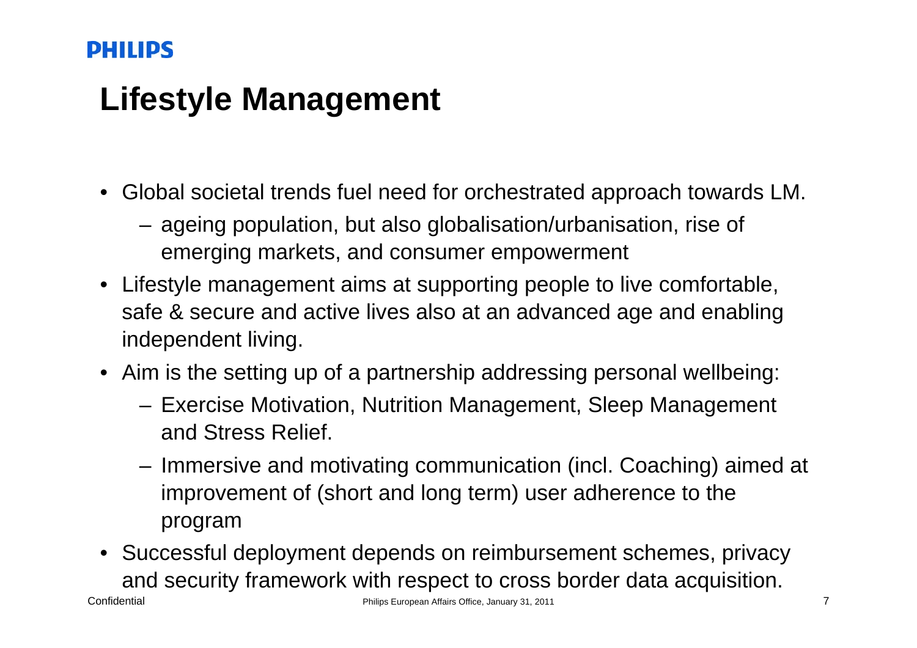# Lifestyle Management

- Global societal trends fuel need for orchestrated approach towards LM.
  - ageing population, but also globalisation/urbanisation, rise of emerging markets, and consumer empowerment
- Lifestyle management aims at supporting people to live comfortable, safe & secure and active lives also at an advanced age and enabling independent living.
- Aim is the setting up of a partnership addressing personal wellbeing:
  - Exercise Motivation, Nutrition Management, Sleep Management and Stress Relief.
  - Immersive and motivating communication (incl. Coaching) aimed at improvement of (short and long term) user adherence to the program
- Successful deployment depends on reimbursement schemes, privacy and security framework with respect to cross border data acquisition.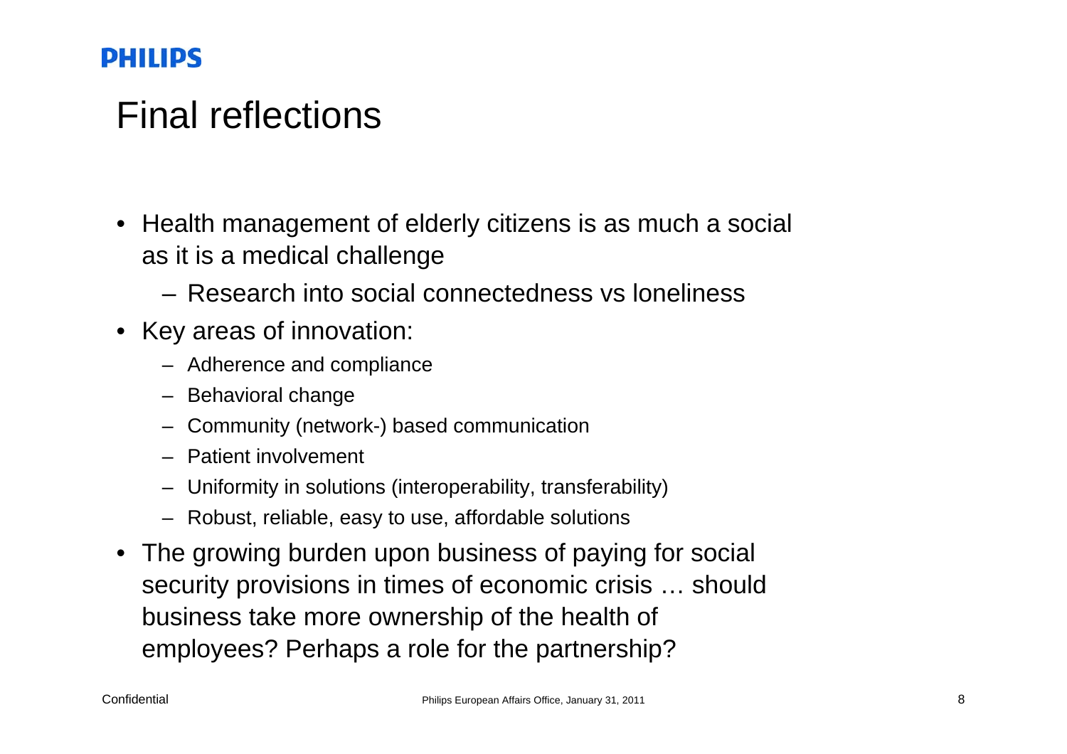PHILIPS

# Final reflections

- Health management of elderly citizens is as much a social as it is a medical challenge
  - Research into social connectedness vs loneliness
- Key areas of innovation:
  - Adherence and compliance
  - Behavioral change
  - Community (network-) based communication
  - Patient involvement
  - Uniformity in solutions (interoperability, transferability)
  - Robust, reliable, easy to use, affordable solutions
- The growing burden upon business of paying for social security provisions in times of economic crisis … should business take more ownership of the health of employees? Perhaps a role for the partnership?

Confidential

Philips European Affairs Office, January 31, 2011